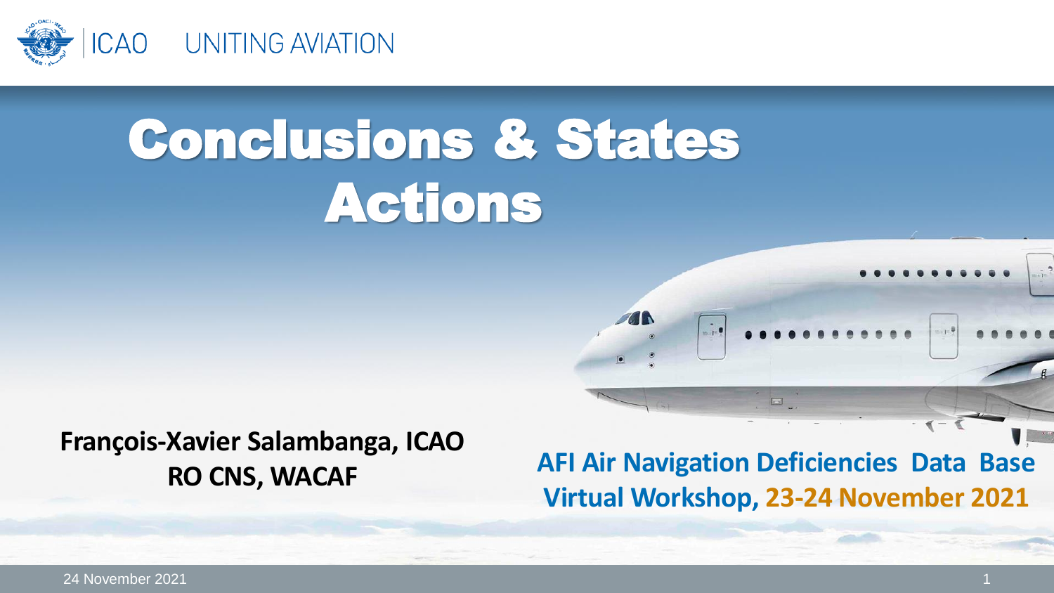ICAO UNITING AVIATION

# Conclusions & States Actions

**François-Xavier Salambanga, ICAO RO CNS, WACAF**

**AFI Air Navigation Deficiencies Data Base Virtual Workshop, 23-24 November 2021**

24 November 2021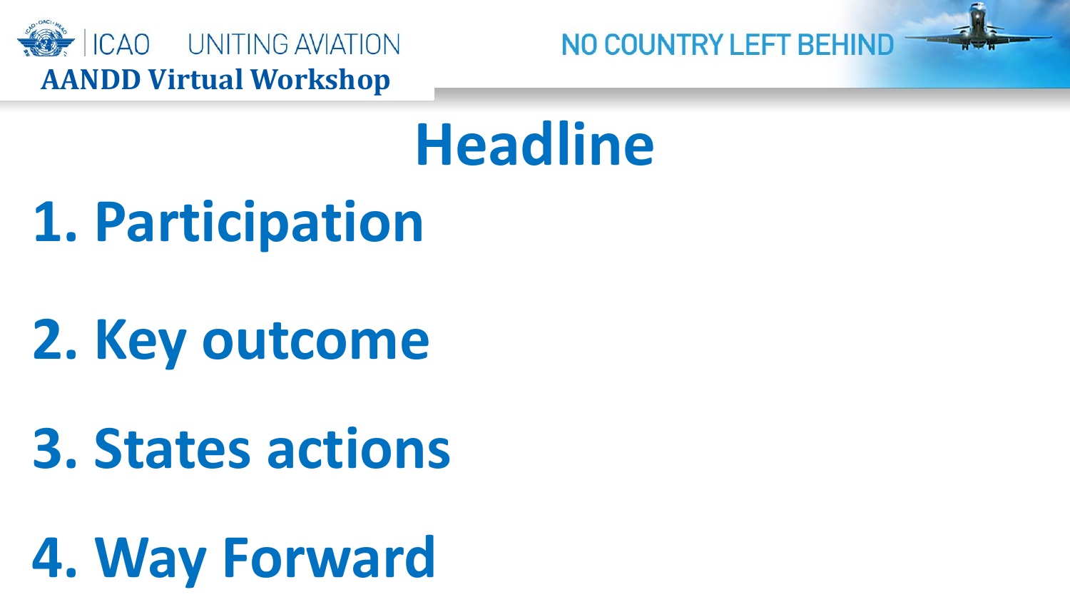# Headline

1. Participation

2. Key outcome

3. States actions

4. Way Forward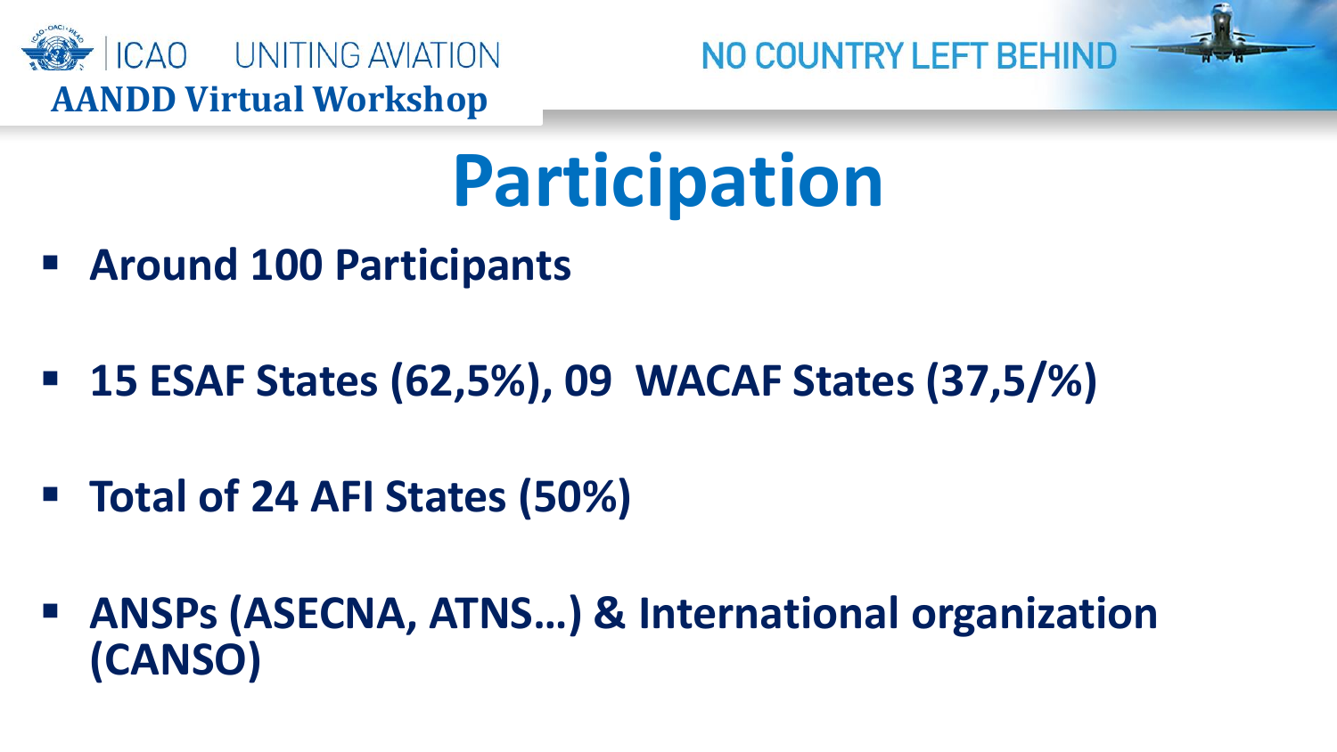# Participation

- **Around 100 Participants**
- **15 ESAF States (62,5%), 09 WACAF States (37,5/%)**
- **Total of 24 AFI States (50%)**
- **ANSPs (ASECNA, ATNS…) & International organization (CANSO)**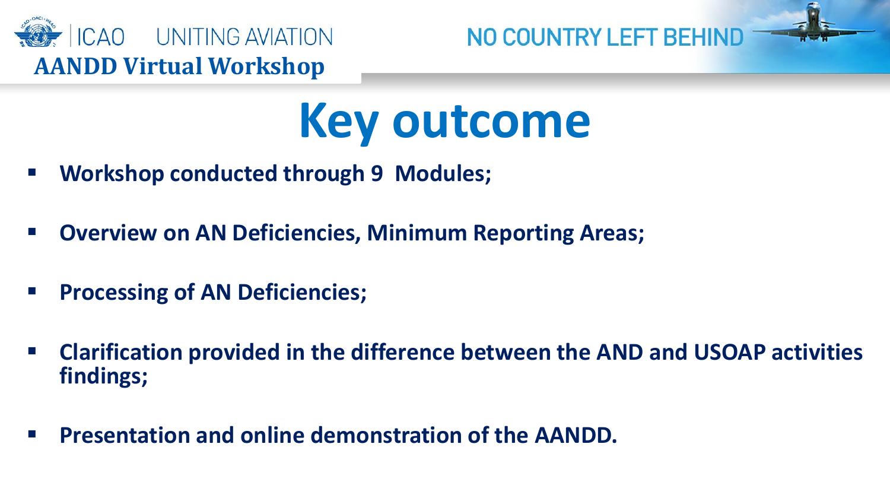# Key outcome

- **Workshop conducted through 9 Modules;**
- **Overview on AN Deficiencies, Minimum Reporting Areas;**
- **Processing of AN Deficiencies;**
- **Clarification provided in the difference between the AND and USOAP activities findings;**
- **Presentation and online demonstration of the AANDD.**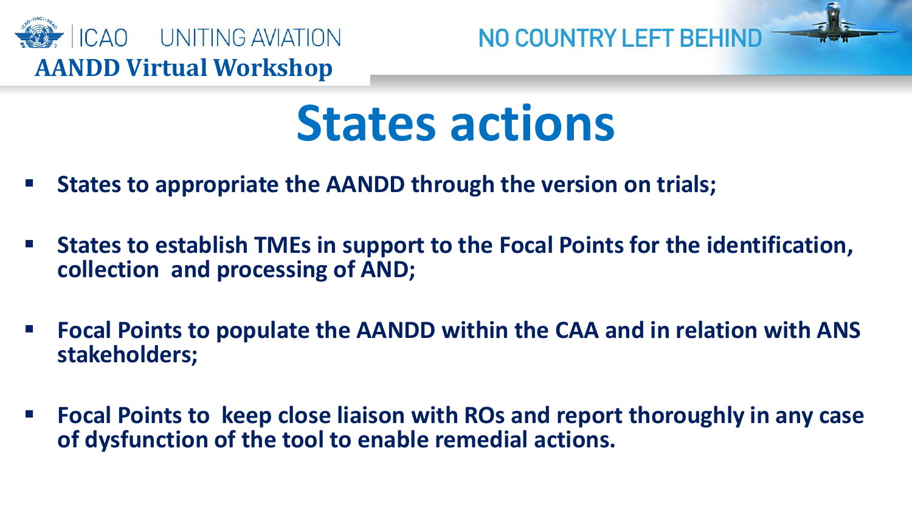# States actions

- **States to appropriate the AANDD through the version on trials;**
- **States to establish TMEs in support to the Focal Points for the identification, collection and processing of AND;**
- **Focal Points to populate the AANDD within the CAA and in relation with ANS stakeholders;**
- **Focal Points to keep close liaison with ROs and report thoroughly in any case of dysfunction of the tool to enable remedial actions.**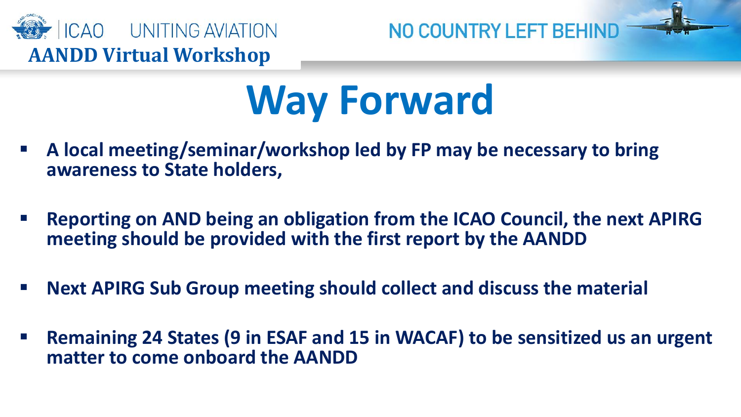# Way Forward

- **A local meeting/seminar/workshop led by FP may be necessary to bring awareness to State holders,**
- **Reporting on AND being an obligation from the ICAO Council, the next APIRG meeting should be provided with the first report by the AANDD**
- **Next APIRG Sub Group meeting should collect and discuss the material**
- **Remaining 24 States (9 in ESAF and 15 in WACAF) to be sensitized us an urgent matter to come onboard the AANDD**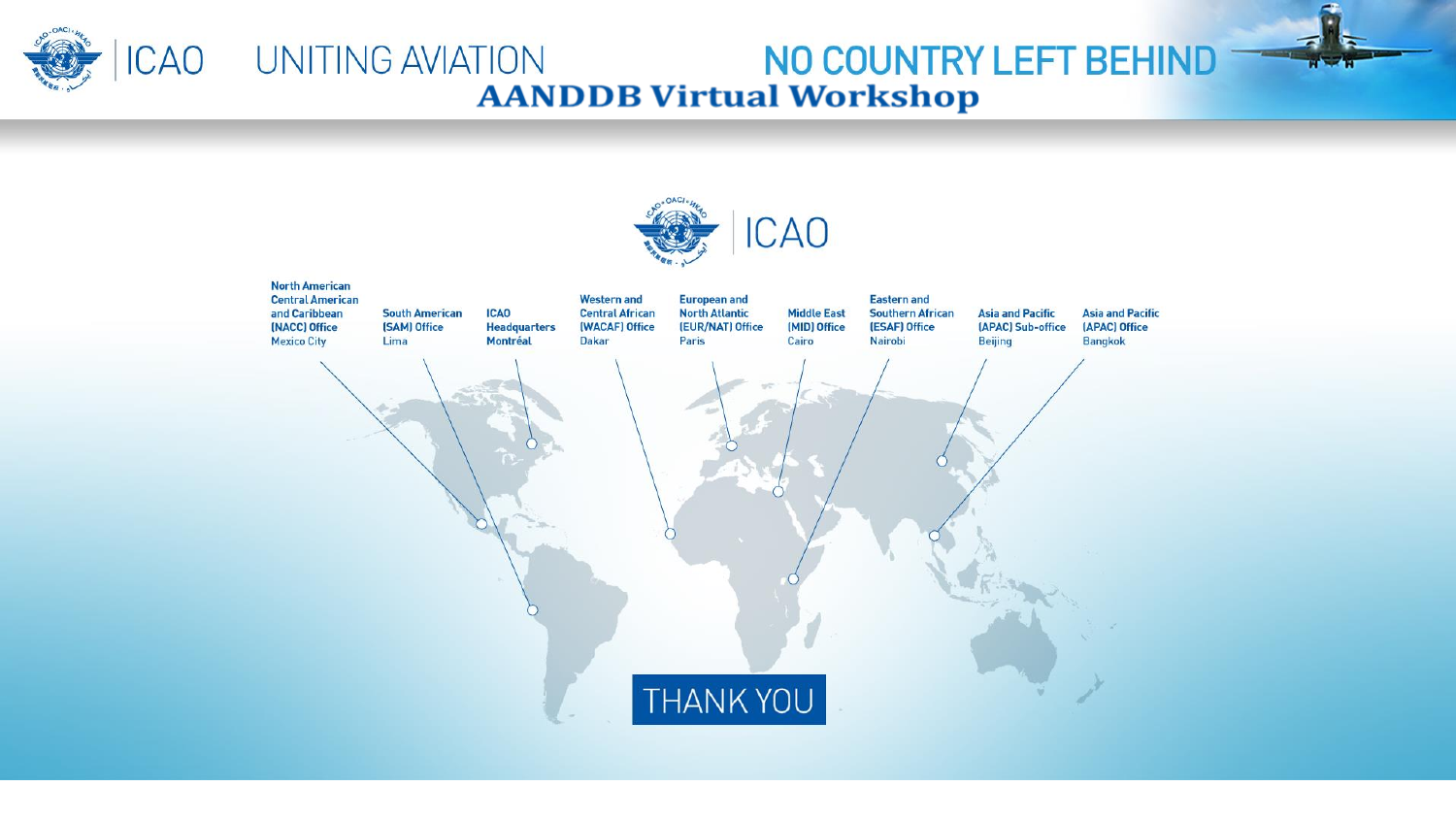ICAO UNITING AVIATION

# NO COUNTRY LEFT BEHIND

## AANDDB Virtual Workshop

ICAO

**North American Central American and Caribbean (NACC) Office**
Mexico City

**South American (SAM) Office**
Lima

**ICAO Headquarters**
**Montréal**

**Western and Central African (WACAF) Office**
Dakar

**European and North Atlantic (EUR/NAT) Office**
Paris

**Middle East (MID) Office**
Cairo

**Eastern and Southern African (ESAF) Office**
Nairobi

**Asia and Pacific (APAC) Sub-office**
Beijing

**Asia and Pacific (APAC) Office**
Bangkok

THANK YOU